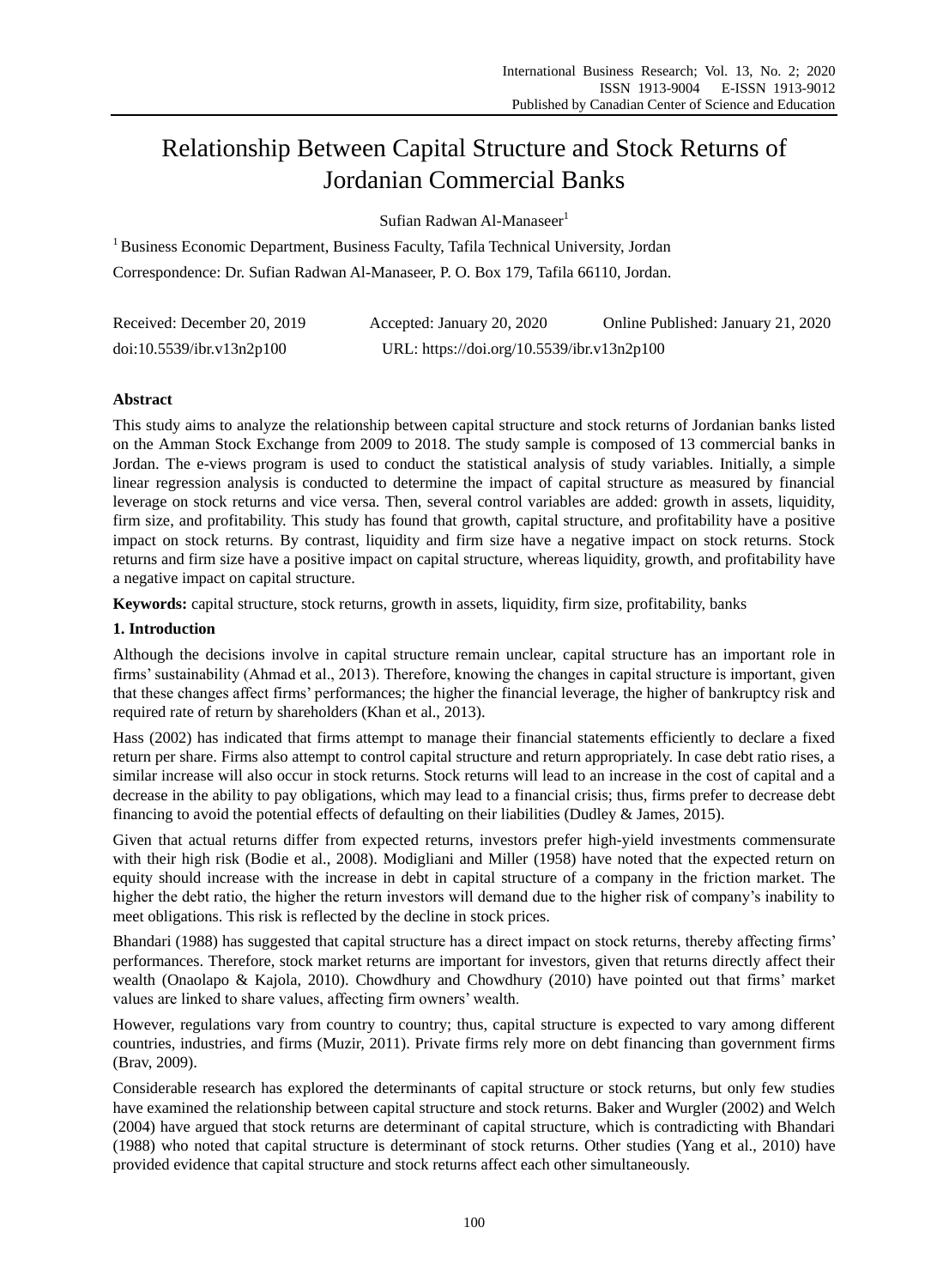# Relationship Between Capital Structure and Stock Returns of Jordanian Commercial Banks

Sufian Radwan Al-Manaseer[1]

[1] Business Economic Department, Business Faculty, Tafila Technical University, Jordan

Correspondence: Dr. Sufian Radwan Al-Manaseer, P. O. Box 179, Tafila 66110, Jordan.

Received: December 20, 2019   Accepted: January 20, 2020   Online Published: January 21, 2020

doi:10.5539/ibr.v13n2p100   URL: https://doi.org/10.5539/ibr.v13n2p100

## Abstract

This study aims to analyze the relationship between capital structure and stock returns of Jordanian banks listed on the Amman Stock Exchange from 2009 to 2018. The study sample is composed of 13 commercial banks in Jordan. The e-views program is used to conduct the statistical analysis of study variables. Initially, a simple linear regression analysis is conducted to determine the impact of capital structure as measured by financial leverage on stock returns and vice versa. Then, several control variables are added: growth in assets, liquidity, firm size, and profitability. This study has found that growth, capital structure, and profitability have a positive impact on stock returns. By contrast, liquidity and firm size have a negative impact on stock returns. Stock returns and firm size have a positive impact on capital structure, whereas liquidity, growth, and profitability have a negative impact on capital structure.

**Keywords:** capital structure, stock returns, growth in assets, liquidity, firm size, profitability, banks

## 1. Introduction

Although the decisions involve in capital structure remain unclear, capital structure has an important role in firms' sustainability (Ahmad et al., 2013). Therefore, knowing the changes in capital structure is important, given that these changes affect firms' performances; the higher the financial leverage, the higher of bankruptcy risk and required rate of return by shareholders (Khan et al., 2013).

Hass (2002) has indicated that firms attempt to manage their financial statements efficiently to declare a fixed return per share. Firms also attempt to control capital structure and return appropriately. In case debt ratio rises, a similar increase will also occur in stock returns. Stock returns will lead to an increase in the cost of capital and a decrease in the ability to pay obligations, which may lead to a financial crisis; thus, firms prefer to decrease debt financing to avoid the potential effects of defaulting on their liabilities (Dudley & James, 2015).

Given that actual returns differ from expected returns, investors prefer high-yield investments commensurate with their high risk (Bodie et al., 2008). Modigliani and Miller (1958) have noted that the expected return on equity should increase with the increase in debt in capital structure of a company in the friction market. The higher the debt ratio, the higher the return investors will demand due to the higher risk of company's inability to meet obligations. This risk is reflected by the decline in stock prices.

Bhandari (1988) has suggested that capital structure has a direct impact on stock returns, thereby affecting firms' performances. Therefore, stock market returns are important for investors, given that returns directly affect their wealth (Onaolapo & Kajola, 2010). Chowdhury and Chowdhury (2010) have pointed out that firms' market values are linked to share values, affecting firm owners' wealth.

However, regulations vary from country to country; thus, capital structure is expected to vary among different countries, industries, and firms (Muzir, 2011). Private firms rely more on debt financing than government firms (Brav, 2009).

Considerable research has explored the determinants of capital structure or stock returns, but only few studies have examined the relationship between capital structure and stock returns. Baker and Wurgler (2002) and Welch (2004) have argued that stock returns are determinant of capital structure, which is contradicting with Bhandari (1988) who noted that capital structure is determinant of stock returns. Other studies (Yang et al., 2010) have provided evidence that capital structure and stock returns affect each other simultaneously.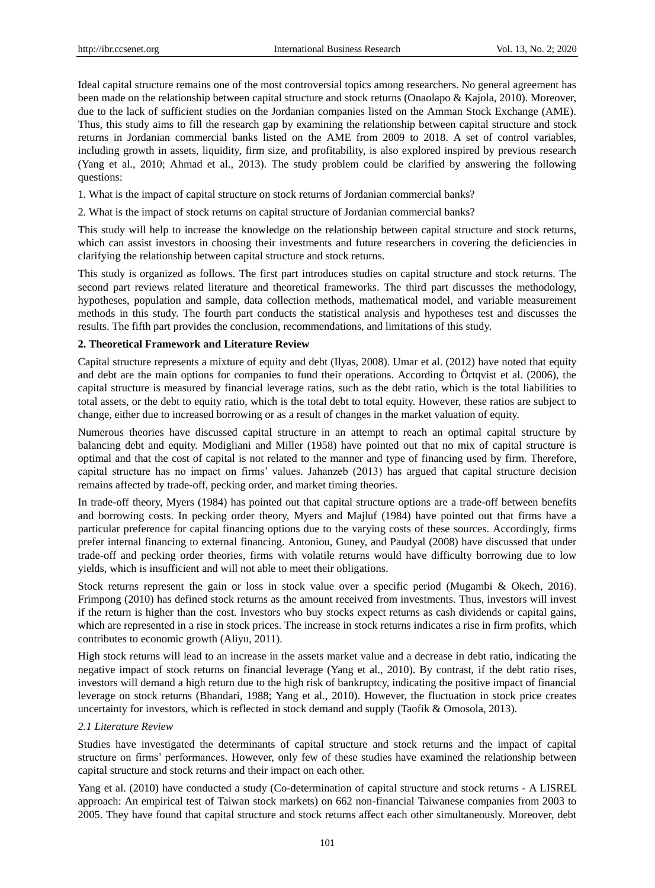Ideal capital structure remains one of the most controversial topics among researchers. No general agreement has been made on the relationship between capital structure and stock returns (Onaolapo & Kajola, 2010). Moreover, due to the lack of sufficient studies on the Jordanian companies listed on the Amman Stock Exchange (AME). Thus, this study aims to fill the research gap by examining the relationship between capital structure and stock returns in Jordanian commercial banks listed on the AME from 2009 to 2018. A set of control variables, including growth in assets, liquidity, firm size, and profitability, is also explored inspired by previous research (Yang et al., 2010; Ahmad et al., 2013). The study problem could be clarified by answering the following questions:

1. What is the impact of capital structure on stock returns of Jordanian commercial banks?

2. What is the impact of stock returns on capital structure of Jordanian commercial banks?

This study will help to increase the knowledge on the relationship between capital structure and stock returns, which can assist investors in choosing their investments and future researchers in covering the deficiencies in clarifying the relationship between capital structure and stock returns.

This study is organized as follows. The first part introduces studies on capital structure and stock returns. The second part reviews related literature and theoretical frameworks. The third part discusses the methodology, hypotheses, population and sample, data collection methods, mathematical model, and variable measurement methods in this study. The fourth part conducts the statistical analysis and hypotheses test and discusses the results. The fifth part provides the conclusion, recommendations, and limitations of this study.

## 2. Theoretical Framework and Literature Review

Capital structure represents a mixture of equity and debt (Ilyas, 2008). Umar et al. (2012) have noted that equity and debt are the main options for companies to fund their operations. According to Örtqvist et al. (2006), the capital structure is measured by financial leverage ratios, such as the debt ratio, which is the total liabilities to total assets, or the debt to equity ratio, which is the total debt to total equity. However, these ratios are subject to change, either due to increased borrowing or as a result of changes in the market valuation of equity.

Numerous theories have discussed capital structure in an attempt to reach an optimal capital structure by balancing debt and equity. Modigliani and Miller (1958) have pointed out that no mix of capital structure is optimal and that the cost of capital is not related to the manner and type of financing used by firm. Therefore, capital structure has no impact on firms' values. Jahanzeb (2013) has argued that capital structure decision remains affected by trade-off, pecking order, and market timing theories.

In trade-off theory, Myers (1984) has pointed out that capital structure options are a trade-off between benefits and borrowing costs. In pecking order theory, Myers and Majluf (1984) have pointed out that firms have a particular preference for capital financing options due to the varying costs of these sources. Accordingly, firms prefer internal financing to external financing. Antoniou, Guney, and Paudyal (2008) have discussed that under trade-off and pecking order theories, firms with volatile returns would have difficulty borrowing due to low yields, which is insufficient and will not able to meet their obligations.

Stock returns represent the gain or loss in stock value over a specific period (Mugambi & Okech, 2016). Frimpong (2010) has defined stock returns as the amount received from investments. Thus, investors will invest if the return is higher than the cost. Investors who buy stocks expect returns as cash dividends or capital gains, which are represented in a rise in stock prices. The increase in stock returns indicates a rise in firm profits, which contributes to economic growth (Aliyu, 2011).

High stock returns will lead to an increase in the assets market value and a decrease in debt ratio, indicating the negative impact of stock returns on financial leverage (Yang et al., 2010). By contrast, if the debt ratio rises, investors will demand a high return due to the high risk of bankruptcy, indicating the positive impact of financial leverage on stock returns (Bhandari, 1988; Yang et al., 2010). However, the fluctuation in stock price creates uncertainty for investors, which is reflected in stock demand and supply (Taofik & Omosola, 2013).

### *2.1 Literature Review*

Studies have investigated the determinants of capital structure and stock returns and the impact of capital structure on firms' performances. However, only few of these studies have examined the relationship between capital structure and stock returns and their impact on each other.

Yang et al. (2010) have conducted a study (Co-determination of capital structure and stock returns - A LISREL approach: An empirical test of Taiwan stock markets) on 662 non-financial Taiwanese companies from 2003 to 2005. They have found that capital structure and stock returns affect each other simultaneously. Moreover, debt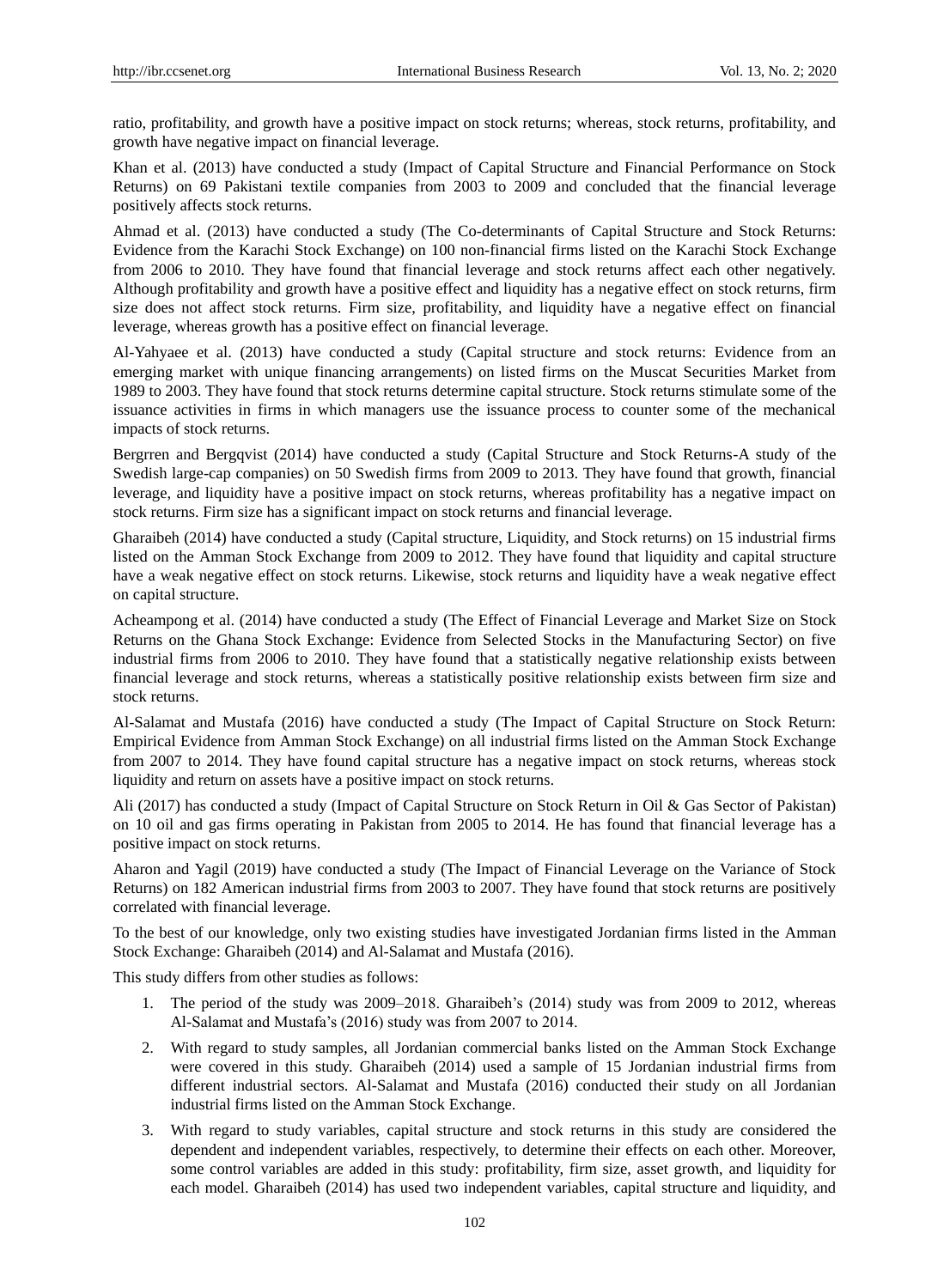ratio, profitability, and growth have a positive impact on stock returns; whereas, stock returns, profitability, and growth have negative impact on financial leverage.

Khan et al. (2013) have conducted a study (Impact of Capital Structure and Financial Performance on Stock Returns) on 69 Pakistani textile companies from 2003 to 2009 and concluded that the financial leverage positively affects stock returns.

Ahmad et al. (2013) have conducted a study (The Co-determinants of Capital Structure and Stock Returns: Evidence from the Karachi Stock Exchange) on 100 non-financial firms listed on the Karachi Stock Exchange from 2006 to 2010. They have found that financial leverage and stock returns affect each other negatively. Although profitability and growth have a positive effect and liquidity has a negative effect on stock returns, firm size does not affect stock returns. Firm size, profitability, and liquidity have a negative effect on financial leverage, whereas growth has a positive effect on financial leverage.

Al-Yahyaee et al. (2013) have conducted a study (Capital structure and stock returns: Evidence from an emerging market with unique financing arrangements) on listed firms on the Muscat Securities Market from 1989 to 2003. They have found that stock returns determine capital structure. Stock returns stimulate some of the issuance activities in firms in which managers use the issuance process to counter some of the mechanical impacts of stock returns.

Bergrren and Bergqvist (2014) have conducted a study (Capital Structure and Stock Returns-A study of the Swedish large-cap companies) on 50 Swedish firms from 2009 to 2013. They have found that growth, financial leverage, and liquidity have a positive impact on stock returns, whereas profitability has a negative impact on stock returns. Firm size has a significant impact on stock returns and financial leverage.

Gharaibeh (2014) have conducted a study (Capital structure, Liquidity, and Stock returns) on 15 industrial firms listed on the Amman Stock Exchange from 2009 to 2012. They have found that liquidity and capital structure have a weak negative effect on stock returns. Likewise, stock returns and liquidity have a weak negative effect on capital structure.

Acheampong et al. (2014) have conducted a study (The Effect of Financial Leverage and Market Size on Stock Returns on the Ghana Stock Exchange: Evidence from Selected Stocks in the Manufacturing Sector) on five industrial firms from 2006 to 2010. They have found that a statistically negative relationship exists between financial leverage and stock returns, whereas a statistically positive relationship exists between firm size and stock returns.

Al-Salamat and Mustafa (2016) have conducted a study (The Impact of Capital Structure on Stock Return: Empirical Evidence from Amman Stock Exchange) on all industrial firms listed on the Amman Stock Exchange from 2007 to 2014. They have found capital structure has a negative impact on stock returns, whereas stock liquidity and return on assets have a positive impact on stock returns.

Ali (2017) has conducted a study (Impact of Capital Structure on Stock Return in Oil & Gas Sector of Pakistan) on 10 oil and gas firms operating in Pakistan from 2005 to 2014. He has found that financial leverage has a positive impact on stock returns.

Aharon and Yagil (2019) have conducted a study (The Impact of Financial Leverage on the Variance of Stock Returns) on 182 American industrial firms from 2003 to 2007. They have found that stock returns are positively correlated with financial leverage.

To the best of our knowledge, only two existing studies have investigated Jordanian firms listed in the Amman Stock Exchange: Gharaibeh (2014) and Al-Salamat and Mustafa (2016).

This study differs from other studies as follows:

1. The period of the study was 2009–2018. Gharaibeh's (2014) study was from 2009 to 2012, whereas Al-Salamat and Mustafa's (2016) study was from 2007 to 2014.
2. With regard to study samples, all Jordanian commercial banks listed on the Amman Stock Exchange were covered in this study. Gharaibeh (2014) used a sample of 15 Jordanian industrial firms from different industrial sectors. Al-Salamat and Mustafa (2016) conducted their study on all Jordanian industrial firms listed on the Amman Stock Exchange.
3. With regard to study variables, capital structure and stock returns in this study are considered the dependent and independent variables, respectively, to determine their effects on each other. Moreover, some control variables are added in this study: profitability, firm size, asset growth, and liquidity for each model. Gharaibeh (2014) has used two independent variables, capital structure and liquidity, and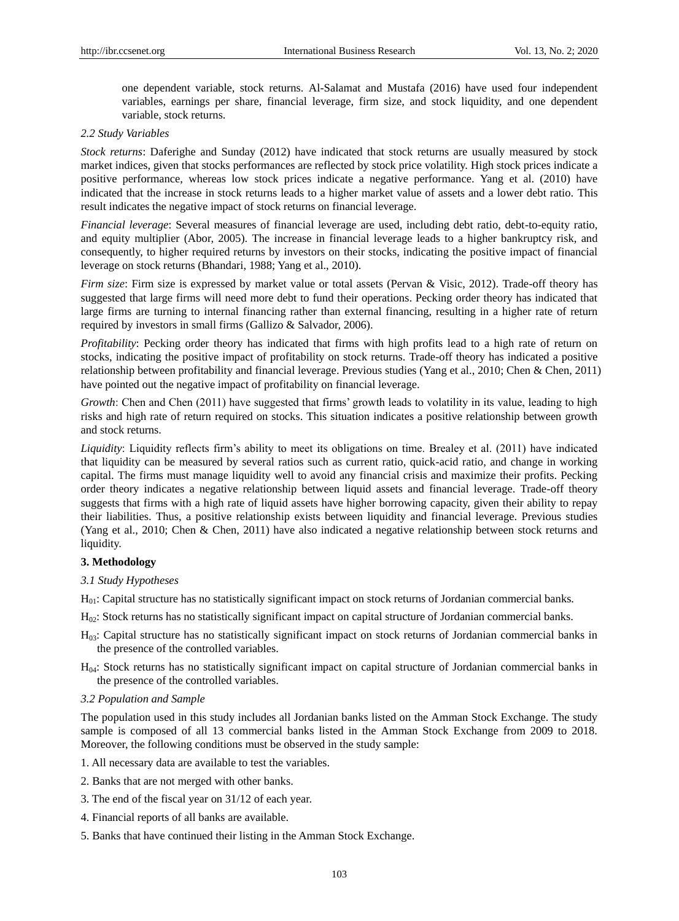one dependent variable, stock returns. Al-Salamat and Mustafa (2016) have used four independent variables, earnings per share, financial leverage, firm size, and stock liquidity, and one dependent variable, stock returns.

### *2.2 Study Variables*

*Stock returns*: Daferighe and Sunday (2012) have indicated that stock returns are usually measured by stock market indices, given that stocks performances are reflected by stock price volatility. High stock prices indicate a positive performance, whereas low stock prices indicate a negative performance. Yang et al. (2010) have indicated that the increase in stock returns leads to a higher market value of assets and a lower debt ratio. This result indicates the negative impact of stock returns on financial leverage.

*Financial leverage*: Several measures of financial leverage are used, including debt ratio, debt-to-equity ratio, and equity multiplier (Abor, 2005). The increase in financial leverage leads to a higher bankruptcy risk, and consequently, to higher required returns by investors on their stocks, indicating the positive impact of financial leverage on stock returns (Bhandari, 1988; Yang et al., 2010).

*Firm size*: Firm size is expressed by market value or total assets (Pervan & Visic, 2012). Trade-off theory has suggested that large firms will need more debt to fund their operations. Pecking order theory has indicated that large firms are turning to internal financing rather than external financing, resulting in a higher rate of return required by investors in small firms (Gallizo & Salvador, 2006).

*Profitability*: Pecking order theory has indicated that firms with high profits lead to a high rate of return on stocks, indicating the positive impact of profitability on stock returns. Trade-off theory has indicated a positive relationship between profitability and financial leverage. Previous studies (Yang et al., 2010; Chen & Chen, 2011) have pointed out the negative impact of profitability on financial leverage.

*Growth*: Chen and Chen (2011) have suggested that firms' growth leads to volatility in its value, leading to high risks and high rate of return required on stocks. This situation indicates a positive relationship between growth and stock returns.

*Liquidity*: Liquidity reflects firm's ability to meet its obligations on time. Brealey et al. (2011) have indicated that liquidity can be measured by several ratios such as current ratio, quick-acid ratio, and change in working capital. The firms must manage liquidity well to avoid any financial crisis and maximize their profits. Pecking order theory indicates a negative relationship between liquid assets and financial leverage. Trade-off theory suggests that firms with a high rate of liquid assets have higher borrowing capacity, given their ability to repay their liabilities. Thus, a positive relationship exists between liquidity and financial leverage. Previous studies (Yang et al., 2010; Chen & Chen, 2011) have also indicated a negative relationship between stock returns and liquidity.

## 3. Methodology

### *3.1 Study Hypotheses*

$H_{01}$: Capital structure has no statistically significant impact on stock returns of Jordanian commercial banks.

$H_{02}$: Stock returns has no statistically significant impact on capital structure of Jordanian commercial banks.

$H_{03}$: Capital structure has no statistically significant impact on stock returns of Jordanian commercial banks in the presence of the controlled variables.

$H_{04}$: Stock returns has no statistically significant impact on capital structure of Jordanian commercial banks in the presence of the controlled variables.

### *3.2 Population and Sample*

The population used in this study includes all Jordanian banks listed on the Amman Stock Exchange. The study sample is composed of all 13 commercial banks listed in the Amman Stock Exchange from 2009 to 2018. Moreover, the following conditions must be observed in the study sample:

1. All necessary data are available to test the variables.
2. Banks that are not merged with other banks.
3. The end of the fiscal year on 31/12 of each year.
4. Financial reports of all banks are available.
5. Banks that have continued their listing in the Amman Stock Exchange.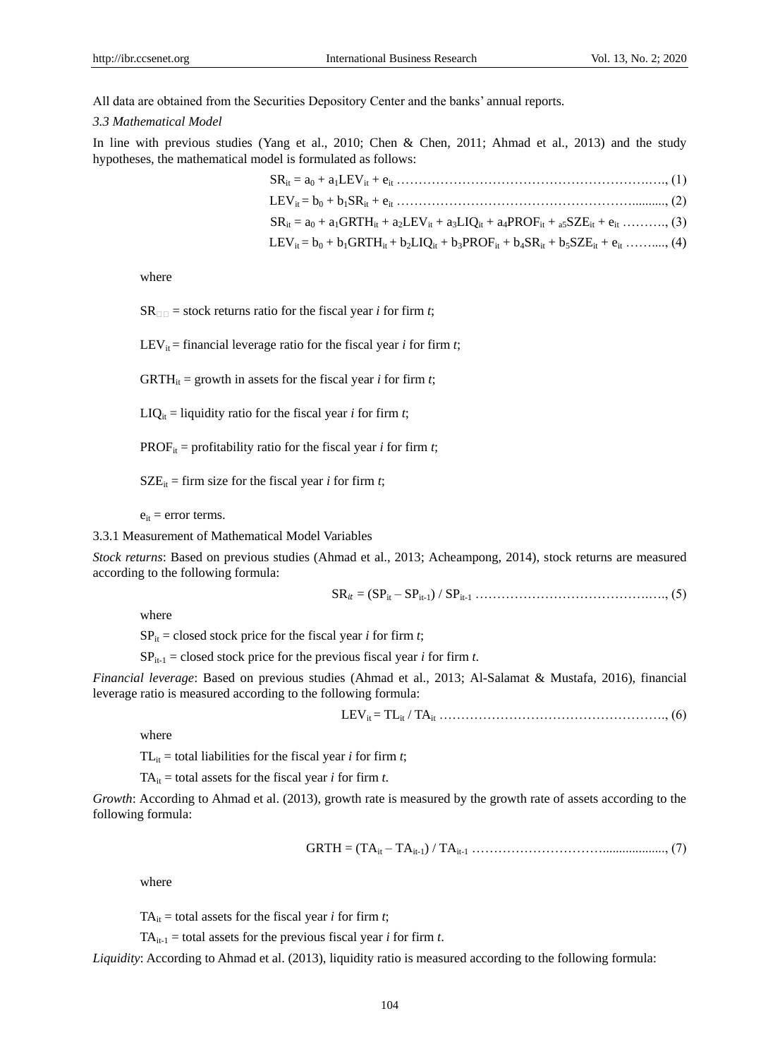All data are obtained from the Securities Depository Center and the banks' annual reports.

### *3.3 Mathematical Model*

In line with previous studies (Yang et al., 2010; Chen & Chen, 2011; Ahmad et al., 2013) and the study hypotheses, the mathematical model is formulated as follows:

$$SR_{it} = a_0 + a_1 LEV_{it} + e_{it} \quad \text{……, (1)}$$

$$LEV_{it} = b_0 + b_1 SR_{it} + e_{it} \quad \text{……, (2)}$$

$$SR_{it} = a_0 + a_1 GRTH_{it} + a_2 LEV_{it} + a_3 LIQ_{it} + a_4 PROF_{it} + {}_{a5}SZE_{it} + e_{it} \quad \text{……, (3)}$$

$$LEV_{it} = b_0 + b_1 GRTH_{it} + b_2 LIQ_{it} + b_3 PROF_{it} + b_4 SR_{it} + b_5 SZE_{it} + e_{it} \quad \text{……, (4)}$$

where

$SR_{it}$ = stock returns ratio for the fiscal year *i* for firm *t*;

$LEV_{it}$ = financial leverage ratio for the fiscal year *i* for firm *t*;

$GRTH_{it}$ = growth in assets for the fiscal year *i* for firm *t*;

$LIQ_{it}$ = liquidity ratio for the fiscal year *i* for firm *t*;

$PROF_{it}$ = profitability ratio for the fiscal year *i* for firm *t*;

$SZE_{it}$ = firm size for the fiscal year *i* for firm *t*;

$e_{it}$ = error terms.

#### 3.3.1 Measurement of Mathematical Model Variables

*Stock returns*: Based on previous studies (Ahmad et al., 2013; Acheampong, 2014), stock returns are measured according to the following formula:

$$SR_{it} = (SP_{it} - SP_{it-1}) / SP_{it-1} \quad \text{……, (5)}$$

where

$SP_{it}$ = closed stock price for the fiscal year *i* for firm *t*;

$SP_{it-1}$ = closed stock price for the previous fiscal year *i* for firm *t*.

*Financial leverage*: Based on previous studies (Ahmad et al., 2013; Al-Salamat & Mustafa, 2016), financial leverage ratio is measured according to the following formula:

$$LEV_{it} = TL_{it} / TA_{it} \quad \text{……, (6)}$$

where

$TL_{it}$ = total liabilities for the fiscal year *i* for firm *t*;

$TA_{it}$ = total assets for the fiscal year *i* for firm *t*.

*Growth*: According to Ahmad et al. (2013), growth rate is measured by the growth rate of assets according to the following formula:

$$GRTH = (TA_{it} - TA_{it-1}) / TA_{it-1} \quad \text{……, (7)}$$

where

$TA_{it}$ = total assets for the fiscal year *i* for firm *t*;

$TA_{it-1}$ = total assets for the previous fiscal year *i* for firm *t*.

*Liquidity*: According to Ahmad et al. (2013), liquidity ratio is measured according to the following formula: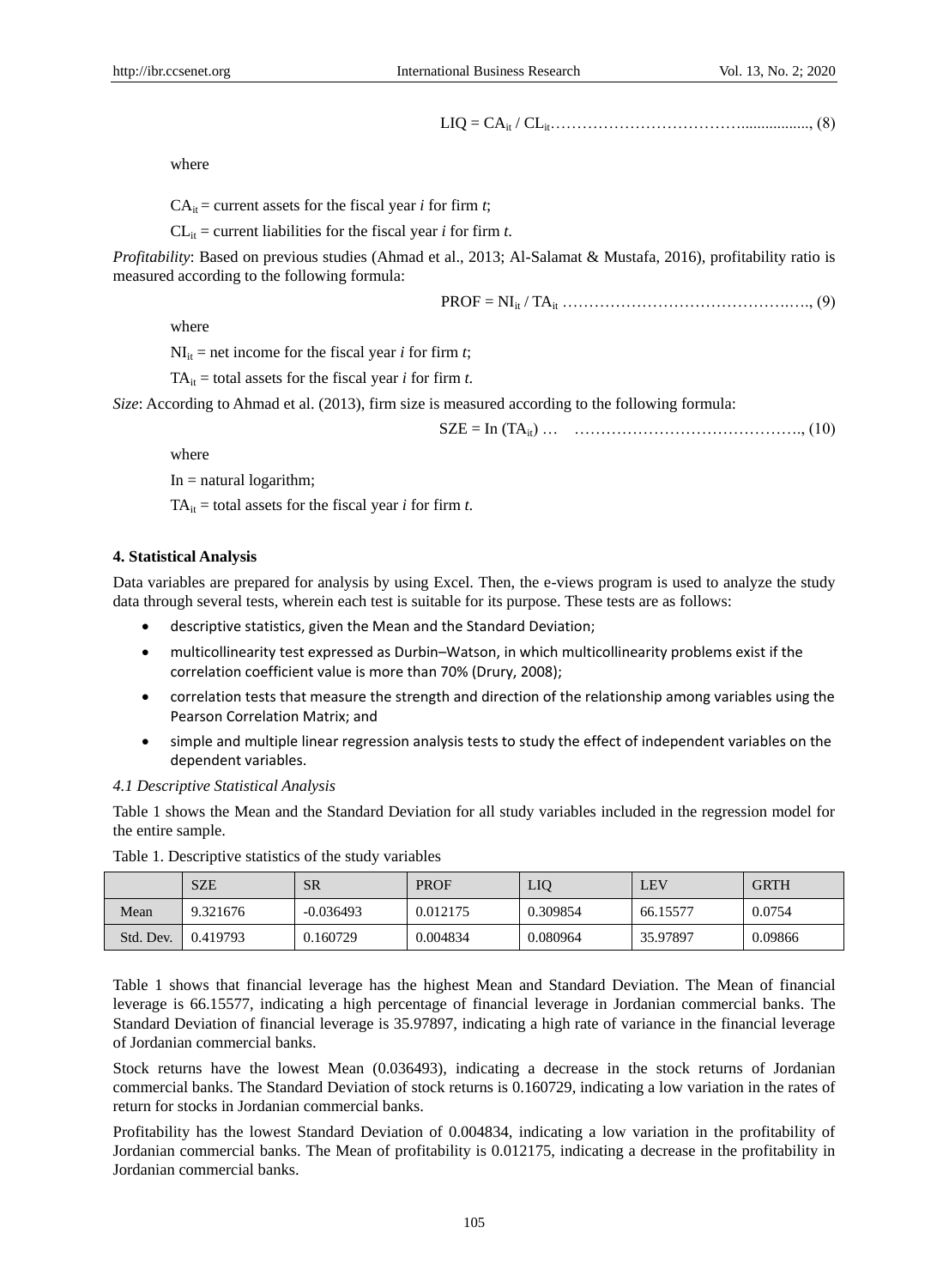$$LIQ = CA_{it} / CL_{it} \ldots\ldots\ldots\ldots\ldots\ldots\ldots\ldots\ldots\ldots\ldots\ldots, (8)$$

where

$CA_{it}$ = current assets for the fiscal year *i* for firm *t*;

$CL_{it}$ = current liabilities for the fiscal year *i* for firm *t*.

*Profitability*: Based on previous studies (Ahmad et al., 2013; Al-Salamat & Mustafa, 2016), profitability ratio is measured according to the following formula:

$$PROF = NI_{it} / TA_{it} \ldots\ldots\ldots\ldots\ldots\ldots\ldots\ldots\ldots\ldots\ldots\ldots, (9)$$

where

$NI_{it}$ = net income for the fiscal year *i* for firm *t*;

$TA_{it}$ = total assets for the fiscal year *i* for firm *t*.

*Size*: According to Ahmad et al. (2013), firm size is measured according to the following formula:

$$SZE = In\ (TA_{it}) \ldots\ \ldots\ldots\ldots\ldots\ldots\ldots\ldots\ldots\ldots\ldots\ldots, (10)$$

where

In = natural logarithm;

$TA_{it}$ = total assets for the fiscal year *i* for firm *t*.

## 4. Statistical Analysis

Data variables are prepared for analysis by using Excel. Then, the e-views program is used to analyze the study data through several tests, wherein each test is suitable for its purpose. These tests are as follows:

- descriptive statistics, given the Mean and the Standard Deviation;
- multicollinearity test expressed as Durbin–Watson, in which multicollinearity problems exist if the correlation coefficient value is more than 70% (Drury, 2008);
- correlation tests that measure the strength and direction of the relationship among variables using the Pearson Correlation Matrix; and
- simple and multiple linear regression analysis tests to study the effect of independent variables on the dependent variables.

### *4.1 Descriptive Statistical Analysis*

Table 1 shows the Mean and the Standard Deviation for all study variables included in the regression model for the entire sample.

Table 1. Descriptive statistics of the study variables

| | SZE | SR | PROF | LIQ | LEV | GRTH |
|---|---|---|---|---|---|---|
| Mean | 9.321676 | -0.036493 | 0.012175 | 0.309854 | 66.15577 | 0.0754 |
| Std. Dev. | 0.419793 | 0.160729 | 0.004834 | 0.080964 | 35.97897 | 0.09866 |

Table 1 shows that financial leverage has the highest Mean and Standard Deviation. The Mean of financial leverage is 66.15577, indicating a high percentage of financial leverage in Jordanian commercial banks. The Standard Deviation of financial leverage is 35.97897, indicating a high rate of variance in the financial leverage of Jordanian commercial banks.

Stock returns have the lowest Mean (0.036493), indicating a decrease in the stock returns of Jordanian commercial banks. The Standard Deviation of stock returns is 0.160729, indicating a low variation in the rates of return for stocks in Jordanian commercial banks.

Profitability has the lowest Standard Deviation of 0.004834, indicating a low variation in the profitability of Jordanian commercial banks. The Mean of profitability is 0.012175, indicating a decrease in the profitability in Jordanian commercial banks.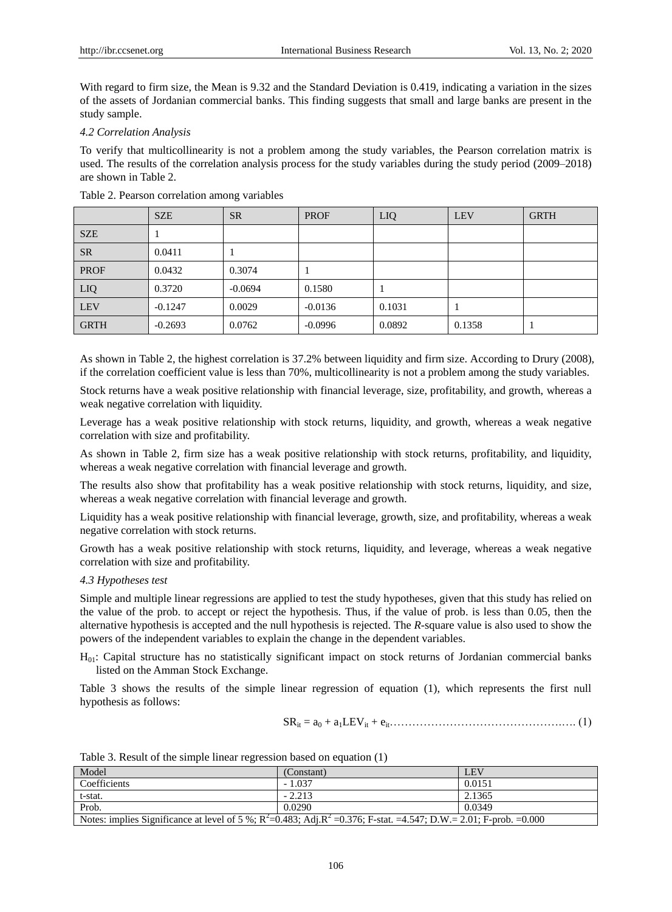With regard to firm size, the Mean is 9.32 and the Standard Deviation is 0.419, indicating a variation in the sizes of the assets of Jordanian commercial banks. This finding suggests that small and large banks are present in the study sample.

*4.2 Correlation Analysis*

To verify that multicollinearity is not a problem among the study variables, the Pearson correlation matrix is used. The results of the correlation analysis process for the study variables during the study period (2009–2018) are shown in Table 2.

Table 2. Pearson correlation among variables

| | SZE | SR | PROF | LIQ | LEV | GRTH |
|---|---|---|---|---|---|---|
| SZE | 1 | | | | | |
| SR | 0.0411 | 1 | | | | |
| PROF | 0.0432 | 0.3074 | 1 | | | |
| LIQ | 0.3720 | -0.0694 | 0.1580 | 1 | | |
| LEV | -0.1247 | 0.0029 | -0.0136 | 0.1031 | 1 | |
| GRTH | -0.2693 | 0.0762 | -0.0996 | 0.0892 | 0.1358 | 1 |

As shown in Table 2, the highest correlation is 37.2% between liquidity and firm size. According to Drury (2008), if the correlation coefficient value is less than 70%, multicollinearity is not a problem among the study variables.

Stock returns have a weak positive relationship with financial leverage, size, profitability, and growth, whereas a weak negative correlation with liquidity.

Leverage has a weak positive relationship with stock returns, liquidity, and growth, whereas a weak negative correlation with size and profitability.

As shown in Table 2, firm size has a weak positive relationship with stock returns, profitability, and liquidity, whereas a weak negative correlation with financial leverage and growth.

The results also show that profitability has a weak positive relationship with stock returns, liquidity, and size, whereas a weak negative correlation with financial leverage and growth.

Liquidity has a weak positive relationship with financial leverage, growth, size, and profitability, whereas a weak negative correlation with stock returns.

Growth has a weak positive relationship with stock returns, liquidity, and leverage, whereas a weak negative correlation with size and profitability.

*4.3 Hypotheses test*

Simple and multiple linear regressions are applied to test the study hypotheses, given that this study has relied on the value of the prob. to accept or reject the hypothesis. Thus, if the value of prob. is less than 0.05, then the alternative hypothesis is accepted and the null hypothesis is rejected. The *R*-square value is also used to show the powers of the independent variables to explain the change in the dependent variables.

$H_{01}$: Capital structure has no statistically significant impact on stock returns of Jordanian commercial banks listed on the Amman Stock Exchange.

Table 3 shows the results of the simple linear regression of equation (1), which represents the first null hypothesis as follows:

$$SR_{it} = a_0 + a_1 LEV_{it} + e_{it} \quad (1)$$

Table 3. Result of the simple linear regression based on equation (1)

| Model | (Constant) | LEV |
|---|---|---|
| Coefficients | - 1.037 | 0.0151 |
| t-stat. | - 2.213 | 2.1365 |
| Prob. | 0.0290 | 0.0349 |
| Notes: implies Significance at level of 5 %; $R^2$=0.483; Adj.$R^2$ =0.376; F-stat. =4.547; D.W.= 2.01; F-prob. =0.000 | | |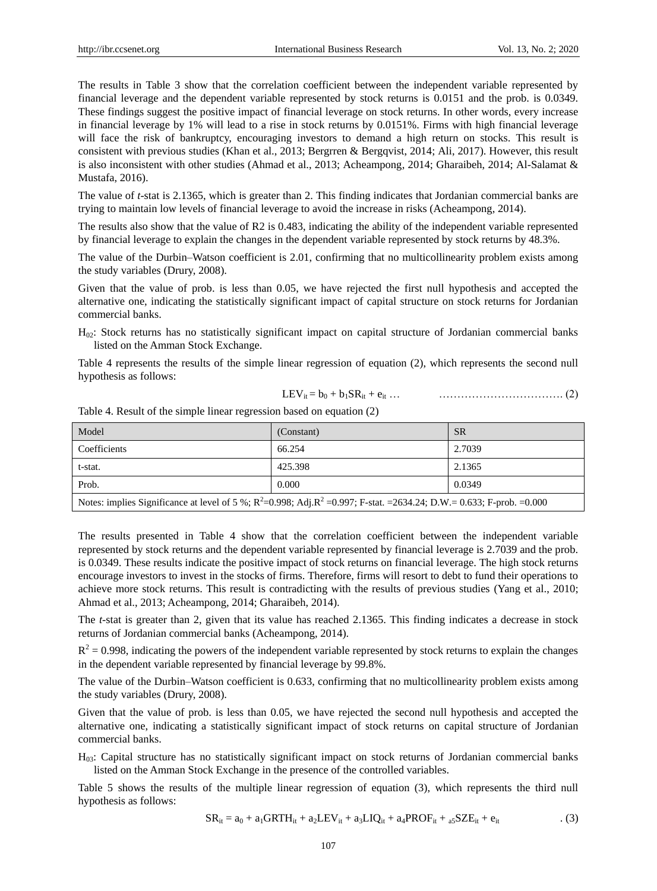The results in Table 3 show that the correlation coefficient between the independent variable represented by financial leverage and the dependent variable represented by stock returns is 0.0151 and the prob. is 0.0349. These findings suggest the positive impact of financial leverage on stock returns. In other words, every increase in financial leverage by 1% will lead to a rise in stock returns by 0.0151%. Firms with high financial leverage will face the risk of bankruptcy, encouraging investors to demand a high return on stocks. This result is consistent with previous studies (Khan et al., 2013; Bergrren & Bergqvist, 2014; Ali, 2017). However, this result is also inconsistent with other studies (Ahmad et al., 2013; Acheampong, 2014; Gharaibeh, 2014; Al-Salamat & Mustafa, 2016).

The value of *t*-stat is 2.1365, which is greater than 2. This finding indicates that Jordanian commercial banks are trying to maintain low levels of financial leverage to avoid the increase in risks (Acheampong, 2014).

The results also show that the value of R2 is 0.483, indicating the ability of the independent variable represented by financial leverage to explain the changes in the dependent variable represented by stock returns by 48.3%.

The value of the Durbin–Watson coefficient is 2.01, confirming that no multicollinearity problem exists among the study variables (Drury, 2008).

Given that the value of prob. is less than 0.05, we have rejected the first null hypothesis and accepted the alternative one, indicating the statistically significant impact of capital structure on stock returns for Jordanian commercial banks.

$H_{02}$: Stock returns has no statistically significant impact on capital structure of Jordanian commercial banks listed on the Amman Stock Exchange.

Table 4 represents the results of the simple linear regression of equation (2), which represents the second null hypothesis as follows:

$$LEV_{it} = b_0 + b_1SR_{it} + e_{it} \quad \ldots \ldots \ldots \ldots \ldots \ldots \ldots \ldots \ldots \ldots \ldots (2)$$

Table 4. Result of the simple linear regression based on equation (2)

| Model | (Constant) | SR |
|---|---|---|
| Coefficients | 66.254 | 2.7039 |
| t-stat. | 425.398 | 2.1365 |
| Prob. | 0.000 | 0.0349 |
| Notes: implies Significance at level of 5 %; $R^2$=0.998; Adj.$R^2$ =0.997; F-stat. =2634.24; D.W.= 0.633; F-prob. =0.000 | | |

The results presented in Table 4 show that the correlation coefficient between the independent variable represented by stock returns and the dependent variable represented by financial leverage is 2.7039 and the prob. is 0.0349. These results indicate the positive impact of stock returns on financial leverage. The high stock returns encourage investors to invest in the stocks of firms. Therefore, firms will resort to debt to fund their operations to achieve more stock returns. This result is contradicting with the results of previous studies (Yang et al., 2010; Ahmad et al., 2013; Acheampong, 2014; Gharaibeh, 2014).

The *t*-stat is greater than 2, given that its value has reached 2.1365. This finding indicates a decrease in stock returns of Jordanian commercial banks (Acheampong, 2014).

$R^2$ = 0.998, indicating the powers of the independent variable represented by stock returns to explain the changes in the dependent variable represented by financial leverage by 99.8%.

The value of the Durbin–Watson coefficient is 0.633, confirming that no multicollinearity problem exists among the study variables (Drury, 2008).

Given that the value of prob. is less than 0.05, we have rejected the second null hypothesis and accepted the alternative one, indicating a statistically significant impact of stock returns on capital structure of Jordanian commercial banks.

$H_{03}$: Capital structure has no statistically significant impact on stock returns of Jordanian commercial banks listed on the Amman Stock Exchange in the presence of the controlled variables.

Table 5 shows the results of the multiple linear regression of equation (3), which represents the third null hypothesis as follows:

$$SR_{it} = a_0 + a_1GRTH_{it} + a_2LEV_{it} + a_3LIQ_{it} + a_4PROF_{it} + a_5SZE_{it} + e_{it} \quad . (3)$$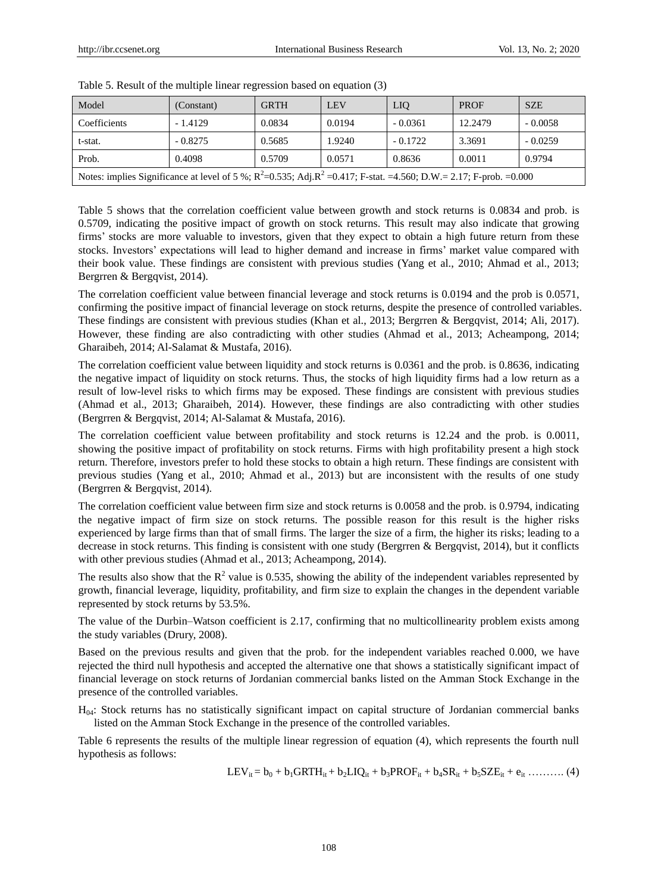Table 5. Result of the multiple linear regression based on equation (3)

| Model | (Constant) | GRTH | LEV | LIQ | PROF | SZE |
|---|---|---|---|---|---|---|
| Coefficients | - 1.4129 | 0.0834 | 0.0194 | - 0.0361 | 12.2479 | - 0.0058 |
| t-stat. | - 0.8275 | 0.5685 | 1.9240 | - 0.1722 | 3.3691 | - 0.0259 |
| Prob. | 0.4098 | 0.5709 | 0.0571 | 0.8636 | 0.0011 | 0.9794 |
| Notes: implies Significance at level of 5 %; $R^2$=0.535; Adj.$R^2$ =0.417; F-stat. =4.560; D.W.= 2.17; F-prob. =0.000 | | | | | | |

Table 5 shows that the correlation coefficient value between growth and stock returns is 0.0834 and prob. is 0.5709, indicating the positive impact of growth on stock returns. This result may also indicate that growing firms' stocks are more valuable to investors, given that they expect to obtain a high future return from these stocks. Investors' expectations will lead to higher demand and increase in firms' market value compared with their book value. These findings are consistent with previous studies (Yang et al., 2010; Ahmad et al., 2013; Bergrren & Bergqvist, 2014).

The correlation coefficient value between financial leverage and stock returns is 0.0194 and the prob is 0.0571, confirming the positive impact of financial leverage on stock returns, despite the presence of controlled variables. These findings are consistent with previous studies (Khan et al., 2013; Bergrren & Bergqvist, 2014; Ali, 2017). However, these finding are also contradicting with other studies (Ahmad et al., 2013; Acheampong, 2014; Gharaibeh, 2014; Al-Salamat & Mustafa, 2016).

The correlation coefficient value between liquidity and stock returns is 0.0361 and the prob. is 0.8636, indicating the negative impact of liquidity on stock returns. Thus, the stocks of high liquidity firms had a low return as a result of low-level risks to which firms may be exposed. These findings are consistent with previous studies (Ahmad et al., 2013; Gharaibeh, 2014). However, these findings are also contradicting with other studies (Bergrren & Bergqvist, 2014; Al-Salamat & Mustafa, 2016).

The correlation coefficient value between profitability and stock returns is 12.24 and the prob. is 0.0011, showing the positive impact of profitability on stock returns. Firms with high profitability present a high stock return. Therefore, investors prefer to hold these stocks to obtain a high return. These findings are consistent with previous studies (Yang et al., 2010; Ahmad et al., 2013) but are inconsistent with the results of one study (Bergrren & Bergqvist, 2014).

The correlation coefficient value between firm size and stock returns is 0.0058 and the prob. is 0.9794, indicating the negative impact of firm size on stock returns. The possible reason for this result is the higher risks experienced by large firms than that of small firms. The larger the size of a firm, the higher its risks; leading to a decrease in stock returns. This finding is consistent with one study (Bergrren & Bergqvist, 2014), but it conflicts with other previous studies (Ahmad et al., 2013; Acheampong, 2014).

The results also show that the $R^2$ value is 0.535, showing the ability of the independent variables represented by growth, financial leverage, liquidity, profitability, and firm size to explain the changes in the dependent variable represented by stock returns by 53.5%.

The value of the Durbin–Watson coefficient is 2.17, confirming that no multicollinearity problem exists among the study variables (Drury, 2008).

Based on the previous results and given that the prob. for the independent variables reached 0.000, we have rejected the third null hypothesis and accepted the alternative one that shows a statistically significant impact of financial leverage on stock returns of Jordanian commercial banks listed on the Amman Stock Exchange in the presence of the controlled variables.

$H_{04}$: Stock returns has no statistically significant impact on capital structure of Jordanian commercial banks listed on the Amman Stock Exchange in the presence of the controlled variables.

Table 6 represents the results of the multiple linear regression of equation (4), which represents the fourth null hypothesis as follows:

$$LEV_{it} = b_0 + b_1GRTH_{it} + b_2LIQ_{it} + b_3PROF_{it} + b_4SR_{it} + b_5SZE_{it} + e_{it} \text{ ………. (4)}$$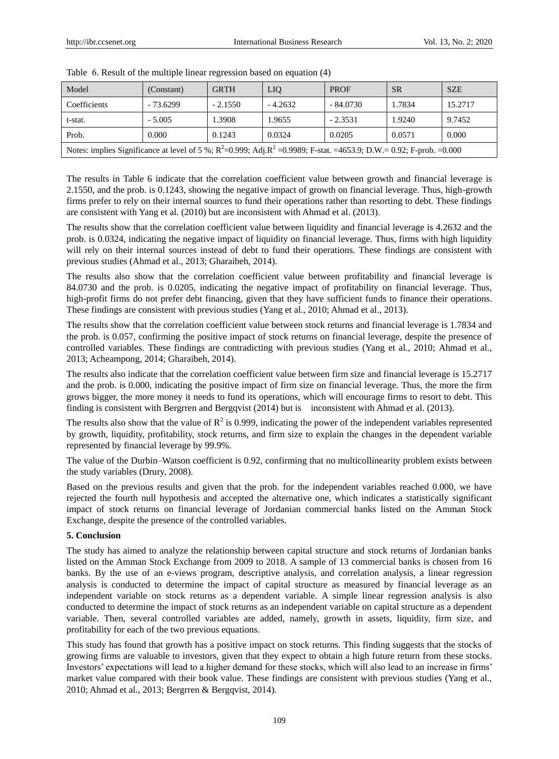Table 6. Result of the multiple linear regression based on equation (4)

| Model | (Constant) | GRTH | LIQ | PROF | SR | SZE |
|---|---|---|---|---|---|---|
| Coefficients | - 73.6299 | - 2.1550 | - 4.2632 | - 84.0730 | 1.7834 | 15.2717 |
| t-stat. | - 5.005 | 1.3908 | 1.9655 | - 2.3531 | 1.9240 | 9.7452 |
| Prob. | 0.000 | 0.1243 | 0.0324 | 0.0205 | 0.0571 | 0.000 |
| Notes: implies Significance at level of 5 %; $R^2$=0.999; Adj.$R^2$ =0.9989; F-stat. =4653.9; D.W.= 0.92; F-prob. =0.000 | | | | | | |

The results in Table 6 indicate that the correlation coefficient value between growth and financial leverage is 2.1550, and the prob. is 0.1243, showing the negative impact of growth on financial leverage. Thus, high-growth firms prefer to rely on their internal sources to fund their operations rather than resorting to debt. These findings are consistent with Yang et al. (2010) but are inconsistent with Ahmad et al. (2013).

The results show that the correlation coefficient value between liquidity and financial leverage is 4.2632 and the prob. is 0.0324, indicating the negative impact of liquidity on financial leverage. Thus, firms with high liquidity will rely on their internal sources instead of debt to fund their operations. These findings are consistent with previous studies (Ahmad et al., 2013; Gharaibeh, 2014).

The results also show that the correlation coefficient value between profitability and financial leverage is 84.0730 and the prob. is 0.0205, indicating the negative impact of profitability on financial leverage. Thus, high-profit firms do not prefer debt financing, given that they have sufficient funds to finance their operations. These findings are consistent with previous studies (Yang et al., 2010; Ahmad et al., 2013).

The results show that the correlation coefficient value between stock returns and financial leverage is 1.7834 and the prob. is 0.057, confirming the positive impact of stock returns on financial leverage, despite the presence of controlled variables. These findings are contradicting with previous studies (Yang et al., 2010; Ahmad et al., 2013; Acheampong, 2014; Gharaibeh, 2014).

The results also indicate that the correlation coefficient value between firm size and financial leverage is 15.2717 and the prob. is 0.000, indicating the positive impact of firm size on financial leverage. Thus, the more the firm grows bigger, the more money it needs to fund its operations, which will encourage firms to resort to debt. This finding is consistent with Bergrren and Bergqvist (2014) but is inconsistent with Ahmad et al. (2013).

The results also show that the value of $R^2$ is 0.999, indicating the power of the independent variables represented by growth, liquidity, profitability, stock returns, and firm size to explain the changes in the dependent variable represented by financial leverage by 99.9%.

The value of the Durbin–Watson coefficient is 0.92, confirming that no multicollinearity problem exists between the study variables (Drury, 2008).

Based on the previous results and given that the prob. for the independent variables reached 0.000, we have rejected the fourth null hypothesis and accepted the alternative one, which indicates a statistically significant impact of stock returns on financial leverage of Jordanian commercial banks listed on the Amman Stock Exchange, despite the presence of the controlled variables.

## 5. Conclusion

The study has aimed to analyze the relationship between capital structure and stock returns of Jordanian banks listed on the Amman Stock Exchange from 2009 to 2018. A sample of 13 commercial banks is chosen from 16 banks. By the use of an e-views program, descriptive analysis, and correlation analysis, a linear regression analysis is conducted to determine the impact of capital structure as measured by financial leverage as an independent variable on stock returns as a dependent variable. A simple linear regression analysis is also conducted to determine the impact of stock returns as an independent variable on capital structure as a dependent variable. Then, several controlled variables are added, namely, growth in assets, liquidity, firm size, and profitability for each of the two previous equations.

This study has found that growth has a positive impact on stock returns. This finding suggests that the stocks of growing firms are valuable to investors, given that they expect to obtain a high future return from these stocks. Investors' expectations will lead to a higher demand for these stocks, which will also lead to an increase in firms' market value compared with their book value. These findings are consistent with previous studies (Yang et al., 2010; Ahmad et al., 2013; Bergrren & Bergqvist, 2014).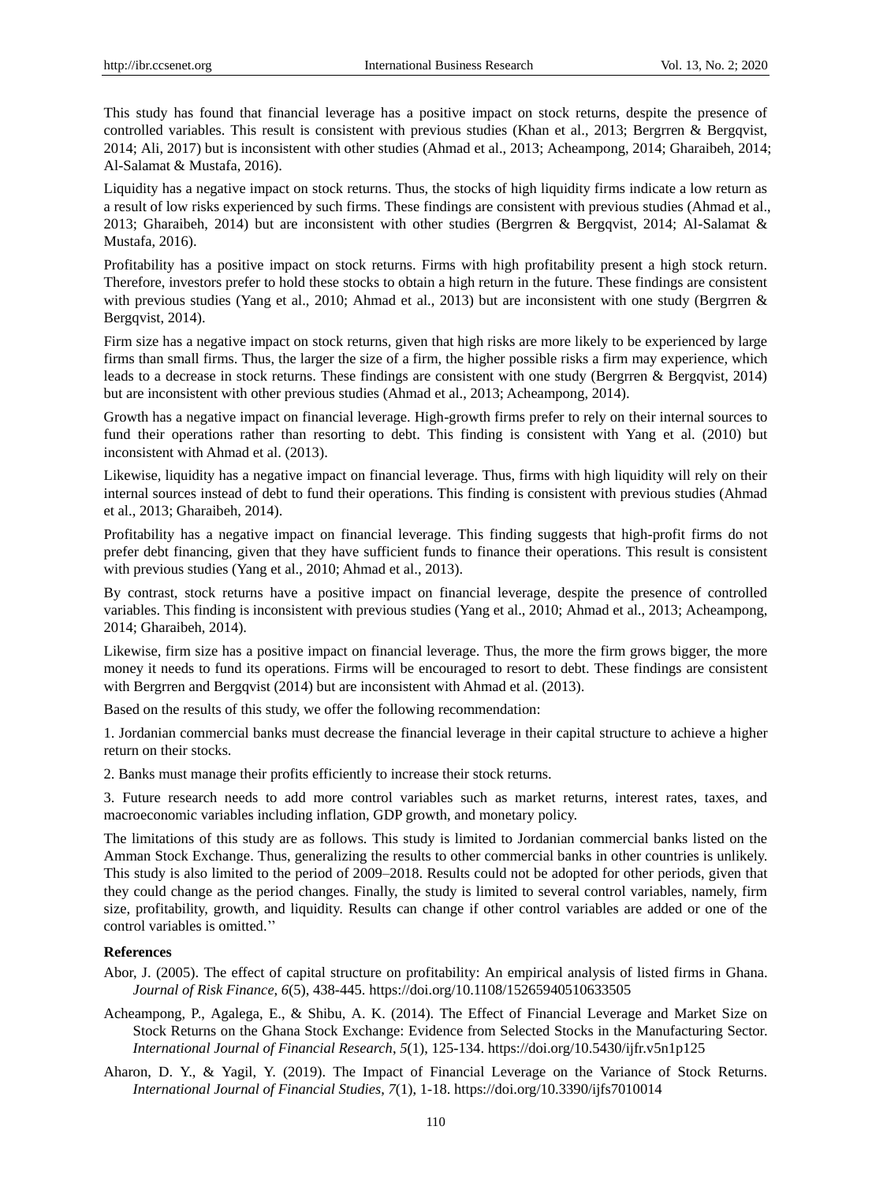This study has found that financial leverage has a positive impact on stock returns, despite the presence of controlled variables. This result is consistent with previous studies (Khan et al., 2013; Bergrren & Bergqvist, 2014; Ali, 2017) but is inconsistent with other studies (Ahmad et al., 2013; Acheampong, 2014; Gharaibeh, 2014; Al-Salamat & Mustafa, 2016).

Liquidity has a negative impact on stock returns. Thus, the stocks of high liquidity firms indicate a low return as a result of low risks experienced by such firms. These findings are consistent with previous studies (Ahmad et al., 2013; Gharaibeh, 2014) but are inconsistent with other studies (Bergrren & Bergqvist, 2014; Al-Salamat & Mustafa, 2016).

Profitability has a positive impact on stock returns. Firms with high profitability present a high stock return. Therefore, investors prefer to hold these stocks to obtain a high return in the future. These findings are consistent with previous studies (Yang et al., 2010; Ahmad et al., 2013) but are inconsistent with one study (Bergrren & Bergqvist, 2014).

Firm size has a negative impact on stock returns, given that high risks are more likely to be experienced by large firms than small firms. Thus, the larger the size of a firm, the higher possible risks a firm may experience, which leads to a decrease in stock returns. These findings are consistent with one study (Bergrren & Bergqvist, 2014) but are inconsistent with other previous studies (Ahmad et al., 2013; Acheampong, 2014).

Growth has a negative impact on financial leverage. High-growth firms prefer to rely on their internal sources to fund their operations rather than resorting to debt. This finding is consistent with Yang et al. (2010) but inconsistent with Ahmad et al. (2013).

Likewise, liquidity has a negative impact on financial leverage. Thus, firms with high liquidity will rely on their internal sources instead of debt to fund their operations. This finding is consistent with previous studies (Ahmad et al., 2013; Gharaibeh, 2014).

Profitability has a negative impact on financial leverage. This finding suggests that high-profit firms do not prefer debt financing, given that they have sufficient funds to finance their operations. This result is consistent with previous studies (Yang et al., 2010; Ahmad et al., 2013).

By contrast, stock returns have a positive impact on financial leverage, despite the presence of controlled variables. This finding is inconsistent with previous studies (Yang et al., 2010; Ahmad et al., 2013; Acheampong, 2014; Gharaibeh, 2014).

Likewise, firm size has a positive impact on financial leverage. Thus, the more the firm grows bigger, the more money it needs to fund its operations. Firms will be encouraged to resort to debt. These findings are consistent with Bergrren and Bergqvist (2014) but are inconsistent with Ahmad et al. (2013).

Based on the results of this study, we offer the following recommendation:

1. Jordanian commercial banks must decrease the financial leverage in their capital structure to achieve a higher return on their stocks.

2. Banks must manage their profits efficiently to increase their stock returns.

3. Future research needs to add more control variables such as market returns, interest rates, taxes, and macroeconomic variables including inflation, GDP growth, and monetary policy.

The limitations of this study are as follows. This study is limited to Jordanian commercial banks listed on the Amman Stock Exchange. Thus, generalizing the results to other commercial banks in other countries is unlikely. This study is also limited to the period of 2009–2018. Results could not be adopted for other periods, given that they could change as the period changes. Finally, the study is limited to several control variables, namely, firm size, profitability, growth, and liquidity. Results can change if other control variables are added or one of the control variables is omitted.''

## References

Abor, J. (2005). The effect of capital structure on profitability: An empirical analysis of listed firms in Ghana. *Journal of Risk Finance*, *6*(5), 438-445. https://doi.org/10.1108/15265940510633505

Acheampong, P., Agalega, E., & Shibu, A. K. (2014). The Effect of Financial Leverage and Market Size on Stock Returns on the Ghana Stock Exchange: Evidence from Selected Stocks in the Manufacturing Sector. *International Journal of Financial Research*, *5*(1), 125-134. https://doi.org/10.5430/ijfr.v5n1p125

Aharon, D. Y., & Yagil, Y. (2019). The Impact of Financial Leverage on the Variance of Stock Returns. *International Journal of Financial Studies*, *7*(1), 1-18. https://doi.org/10.3390/ijfs7010014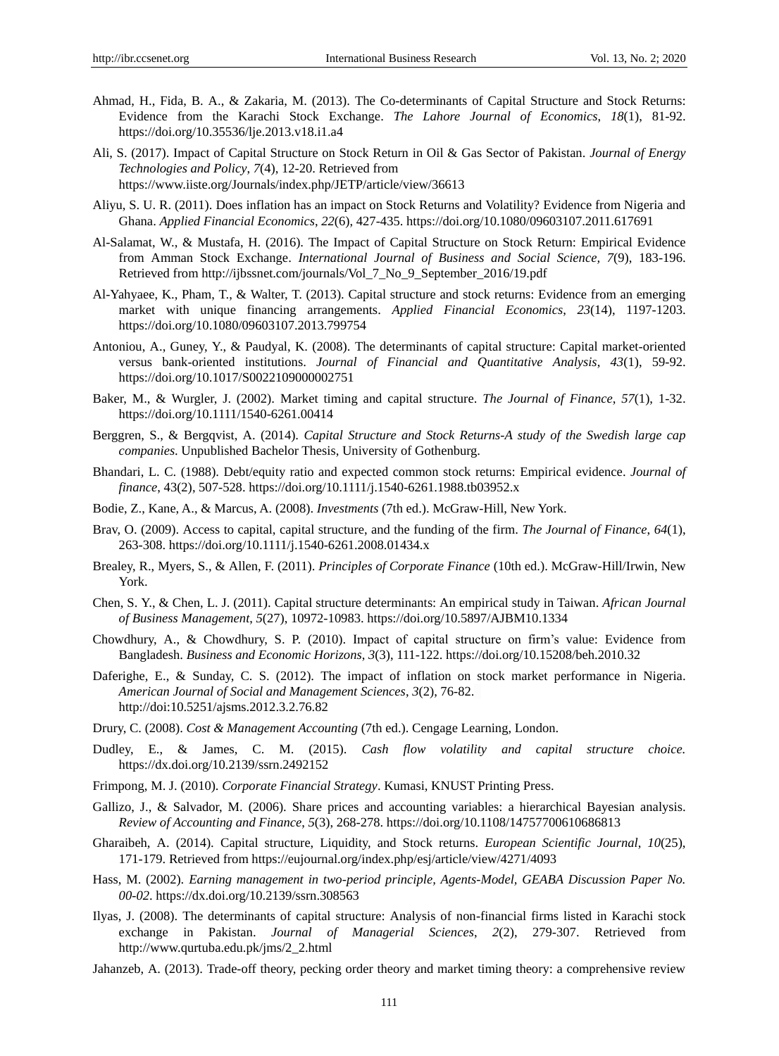Ahmad, H., Fida, B. A., & Zakaria, M. (2013). The Co-determinants of Capital Structure and Stock Returns: Evidence from the Karachi Stock Exchange. *The Lahore Journal of Economics*, *18*(1), 81-92. https://doi.org/10.35536/lje.2013.v18.i1.a4

Ali, S. (2017). Impact of Capital Structure on Stock Return in Oil & Gas Sector of Pakistan. *Journal of Energy Technologies and Policy*, *7*(4), 12-20. Retrieved from https://www.iiste.org/Journals/index.php/JETP/article/view/36613

Aliyu, S. U. R. (2011). Does inflation has an impact on Stock Returns and Volatility? Evidence from Nigeria and Ghana. *Applied Financial Economics*, *22*(6), 427-435. https://doi.org/10.1080/09603107.2011.617691

Al-Salamat, W., & Mustafa, H. (2016). The Impact of Capital Structure on Stock Return: Empirical Evidence from Amman Stock Exchange. *International Journal of Business and Social Science*, *7*(9), 183-196. Retrieved from http://ijbssnet.com/journals/Vol_7_No_9_September_2016/19.pdf

Al-Yahyaee, K., Pham, T., & Walter, T. (2013). Capital structure and stock returns: Evidence from an emerging market with unique financing arrangements. *Applied Financial Economics*, *23*(14), 1197-1203. https://doi.org/10.1080/09603107.2013.799754

Antoniou, A., Guney, Y., & Paudyal, K. (2008). The determinants of capital structure: Capital market-oriented versus bank-oriented institutions. *Journal of Financial and Quantitative Analysis*, *43*(1), 59-92. https://doi.org/10.1017/S0022109000002751

Baker, M., & Wurgler, J. (2002). Market timing and capital structure. *The Journal of Finance*, *57*(1), 1-32. https://doi.org/10.1111/1540-6261.00414

Berggren, S., & Bergqvist, A. (2014). *Capital Structure and Stock Returns-A study of the Swedish large cap companies*. Unpublished Bachelor Thesis, University of Gothenburg.

Bhandari, L. C. (1988). Debt/equity ratio and expected common stock returns: Empirical evidence. *Journal of finance*, 43(2), 507-528. https://doi.org/10.1111/j.1540-6261.1988.tb03952.x

Bodie, Z., Kane, A., & Marcus, A. (2008). *Investments* (7th ed.). McGraw-Hill, New York.

Brav, O. (2009). Access to capital, capital structure, and the funding of the firm. *The Journal of Finance*, *64*(1), 263-308. https://doi.org/10.1111/j.1540-6261.2008.01434.x

Brealey, R., Myers, S., & Allen, F. (2011). *Principles of Corporate Finance* (10th ed.). McGraw-Hill/Irwin, New York.

Chen, S. Y., & Chen, L. J. (2011). Capital structure determinants: An empirical study in Taiwan. *African Journal of Business Management*, *5*(27), 10972-10983. https://doi.org/10.5897/AJBM10.1334

Chowdhury, A., & Chowdhury, S. P. (2010). Impact of capital structure on firm's value: Evidence from Bangladesh. *Business and Economic Horizons*, *3*(3), 111-122. https://doi.org/10.15208/beh.2010.32

Daferighe, E., & Sunday, C. S. (2012). The impact of inflation on stock market performance in Nigeria. *American Journal of Social and Management Sciences*, *3*(2), 76-82. http://doi:10.5251/ajsms.2012.3.2.76.82

Drury, C. (2008). *Cost & Management Accounting* (7th ed.). Cengage Learning, London.

Dudley, E., & James, C. M. (2015). *Cash flow volatility and capital structure choice.* https://dx.doi.org/10.2139/ssrn.2492152

Frimpong, M. J. (2010). *Corporate Financial Strategy*. Kumasi, KNUST Printing Press.

Gallizo, J., & Salvador, M. (2006). Share prices and accounting variables: a hierarchical Bayesian analysis. *Review of Accounting and Finance*, *5*(3), 268-278. https://doi.org/10.1108/14757700610686813

Gharaibeh, A. (2014). Capital structure, Liquidity, and Stock returns. *European Scientific Journal*, *10*(25), 171-179. Retrieved from https://eujournal.org/index.php/esj/article/view/4271/4093

Hass, M. (2002). *Earning management in two-period principle, Agents-Model, GEABA Discussion Paper No. 00-02*. https://dx.doi.org/10.2139/ssrn.308563

Ilyas, J. (2008). The determinants of capital structure: Analysis of non-financial firms listed in Karachi stock exchange in Pakistan. *Journal of Managerial Sciences*, *2*(2), 279-307. Retrieved from http://www.qurtuba.edu.pk/jms/2_2.html

Jahanzeb, A. (2013). Trade-off theory, pecking order theory and market timing theory: a comprehensive review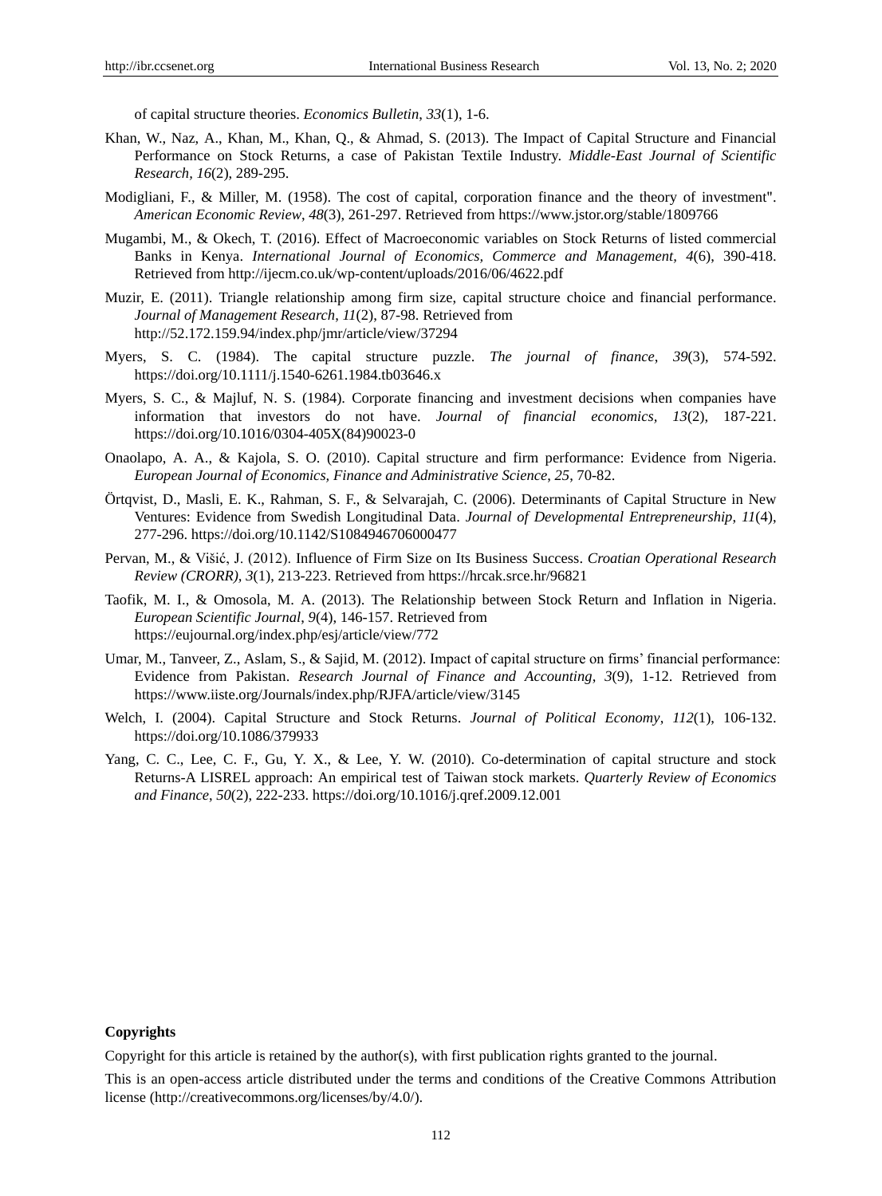of capital structure theories. *Economics Bulletin*, *33*(1), 1-6.

Khan, W., Naz, A., Khan, M., Khan, Q., & Ahmad, S. (2013). The Impact of Capital Structure and Financial Performance on Stock Returns, a case of Pakistan Textile Industry. *Middle-East Journal of Scientific Research, 16*(2), 289-295.

Modigliani, F., & Miller, M. (1958). The cost of capital, corporation finance and the theory of investment". *American Economic Review*, *48*(3), 261-297. Retrieved from https://www.jstor.org/stable/1809766

Mugambi, M., & Okech, T. (2016). Effect of Macroeconomic variables on Stock Returns of listed commercial Banks in Kenya. *International Journal of Economics, Commerce and Management, 4*(6), 390-418. Retrieved from http://ijecm.co.uk/wp-content/uploads/2016/06/4622.pdf

Muzir, E. (2011). Triangle relationship among firm size, capital structure choice and financial performance. *Journal of Management Research*, *11*(2), 87-98. Retrieved from http://52.172.159.94/index.php/jmr/article/view/37294

Myers, S. C. (1984). The capital structure puzzle. *The journal of finance*, *39*(3), 574-592. https://doi.org/10.1111/j.1540-6261.1984.tb03646.x

Myers, S. C., & Majluf, N. S. (1984). Corporate financing and investment decisions when companies have information that investors do not have. *Journal of financial economics*, *13*(2), 187-221. https://doi.org/10.1016/0304-405X(84)90023-0

Onaolapo, A. A., & Kajola, S. O. (2010). Capital structure and firm performance: Evidence from Nigeria. *European Journal of Economics, Finance and Administrative Science*, *25*, 70-82.

Örtqvist, D., Masli, E. K., Rahman, S. F., & Selvarajah, C. (2006). Determinants of Capital Structure in New Ventures: Evidence from Swedish Longitudinal Data. *Journal of Developmental Entrepreneurship*, *11*(4), 277-296. https://doi.org/10.1142/S1084946706000477

Pervan, M., & Višić, J. (2012). Influence of Firm Size on Its Business Success. *Croatian Operational Research Review (CRORR), 3*(1), 213-223. Retrieved from https://hrcak.srce.hr/96821

Taofik, M. I., & Omosola, M. A. (2013). The Relationship between Stock Return and Inflation in Nigeria. *European Scientific Journal, 9*(4), 146-157. Retrieved from https://eujournal.org/index.php/esj/article/view/772

Umar, M., Tanveer, Z., Aslam, S., & Sajid, M. (2012). Impact of capital structure on firms' financial performance: Evidence from Pakistan. *Research Journal of Finance and Accounting, 3*(9), 1-12. Retrieved from https://www.iiste.org/Journals/index.php/RJFA/article/view/3145

Welch, I. (2004). Capital Structure and Stock Returns. *Journal of Political Economy*, *112*(1), 106-132. https://doi.org/10.1086/379933

Yang, C. C., Lee, C. F., Gu, Y. X., & Lee, Y. W. (2010). Co-determination of capital structure and stock Returns-A LISREL approach: An empirical test of Taiwan stock markets. *Quarterly Review of Economics and Finance*, *50*(2), 222-233. https://doi.org/10.1016/j.qref.2009.12.001

**Copyrights**

Copyright for this article is retained by the author(s), with first publication rights granted to the journal.

This is an open-access article distributed under the terms and conditions of the Creative Commons Attribution license (http://creativecommons.org/licenses/by/4.0/).